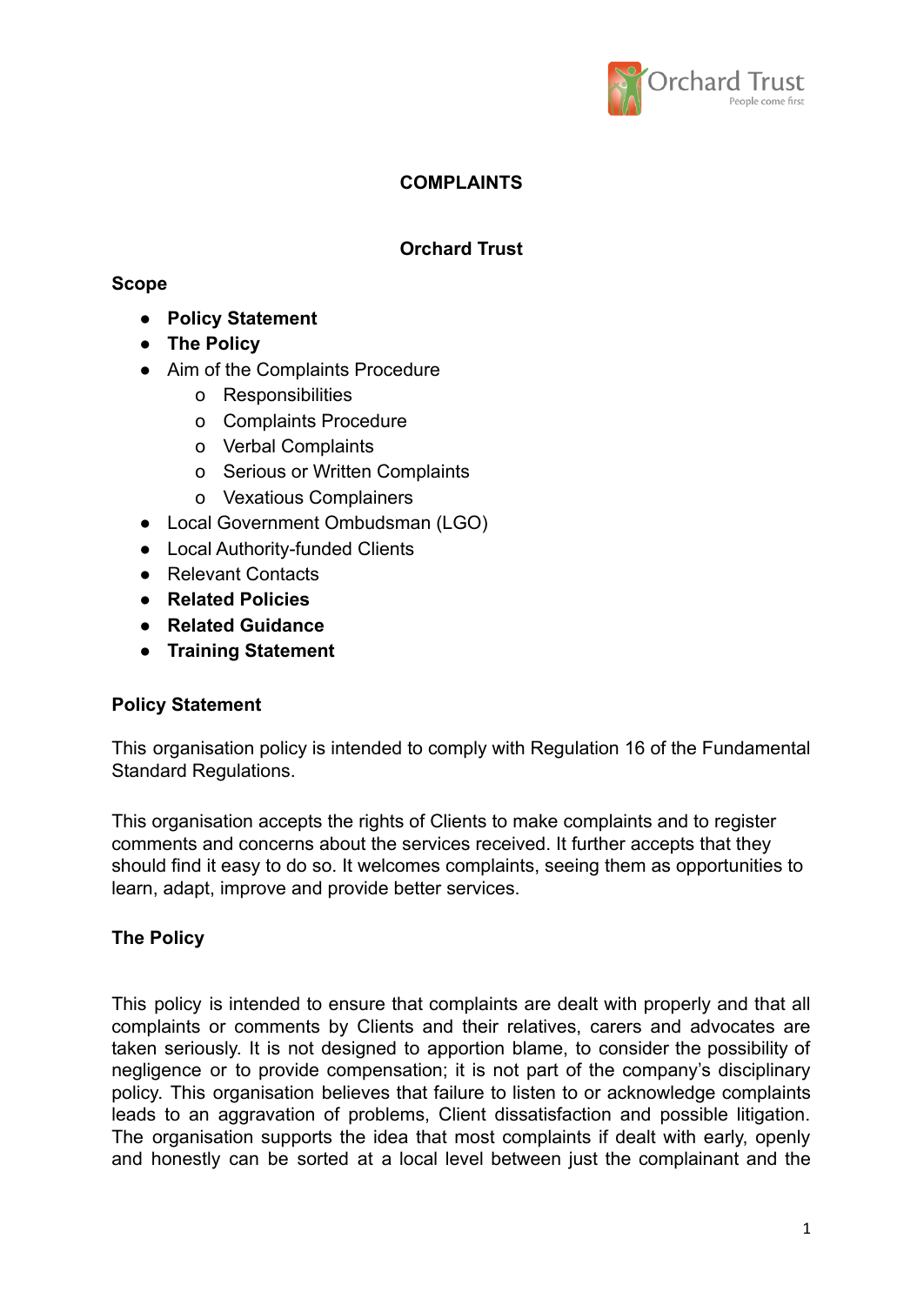# COMPLAINTS

## Orchard Trust

**Scope**

- **Policy Statement**
- **The Policy**
- Aim of the Complaints Procedure
    - o Responsibilities
    - o Complaints Procedure
    - o Verbal Complaints
    - o Serious or Written Complaints
    - o Vexatious Complainers
- Local Government Ombudsman (LGO)
- Local Authority-funded Clients
- Relevant Contacts
- **Related Policies**
- **Related Guidance**
- **Training Statement**

**Policy Statement**

This organisation policy is intended to comply with Regulation 16 of the Fundamental Standard Regulations.

This organisation accepts the rights of Clients to make complaints and to register comments and concerns about the services received. It further accepts that they should find it easy to do so. It welcomes complaints, seeing them as opportunities to learn, adapt, improve and provide better services.

**The Policy**

This policy is intended to ensure that complaints are dealt with properly and that all complaints or comments by Clients and their relatives, carers and advocates are taken seriously. It is not designed to apportion blame, to consider the possibility of negligence or to provide compensation; it is not part of the company's disciplinary policy. This organisation believes that failure to listen to or acknowledge complaints leads to an aggravation of problems, Client dissatisfaction and possible litigation. The organisation supports the idea that most complaints if dealt with early, openly and honestly can be sorted at a local level between just the complainant and the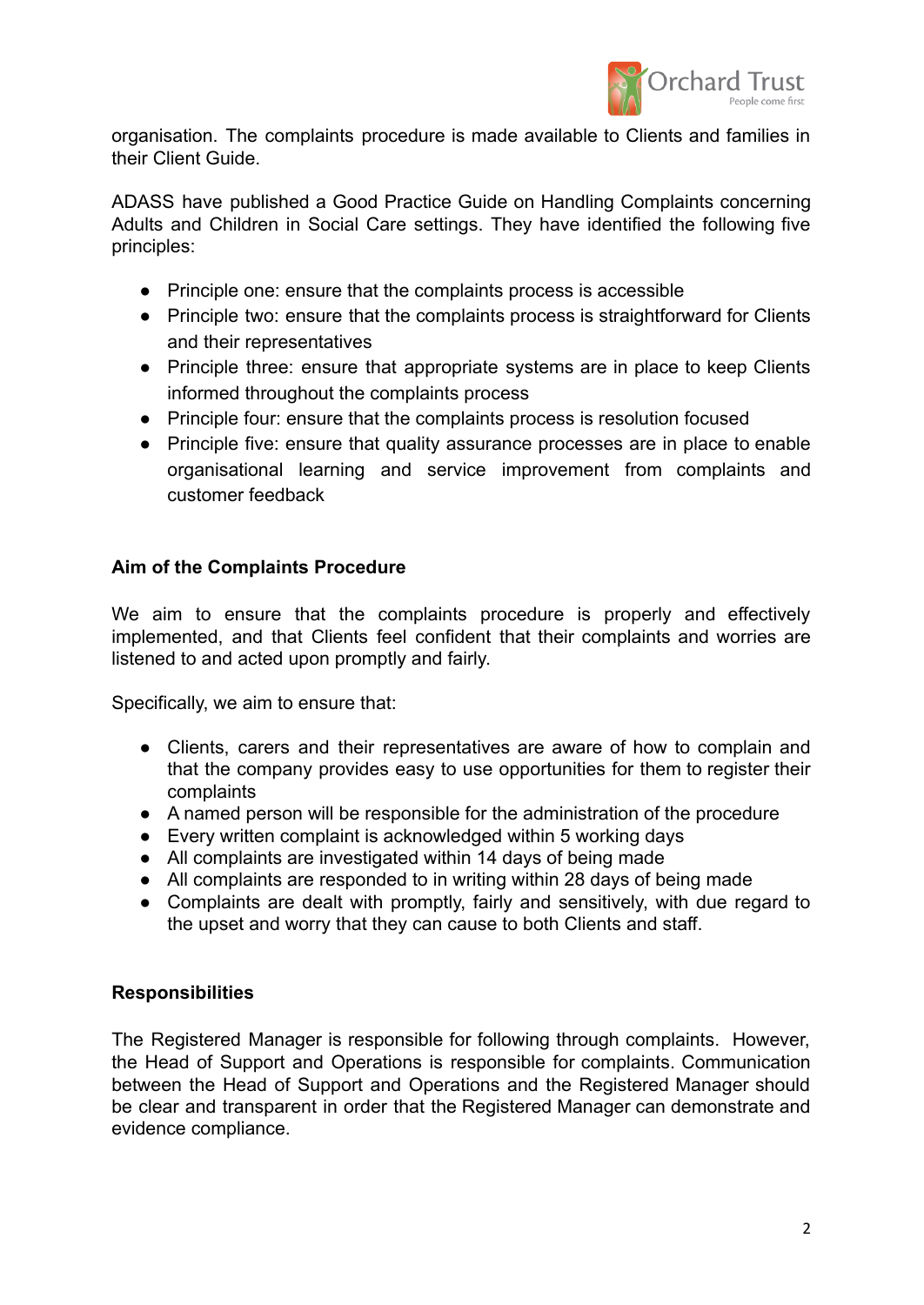organisation. The complaints procedure is made available to Clients and families in their Client Guide.

ADASS have published a Good Practice Guide on Handling Complaints concerning Adults and Children in Social Care settings. They have identified the following five principles:

- Principle one: ensure that the complaints process is accessible
- Principle two: ensure that the complaints process is straightforward for Clients and their representatives
- Principle three: ensure that appropriate systems are in place to keep Clients informed throughout the complaints process
- Principle four: ensure that the complaints process is resolution focused
- Principle five: ensure that quality assurance processes are in place to enable organisational learning and service improvement from complaints and customer feedback

**Aim of the Complaints Procedure**

We aim to ensure that the complaints procedure is properly and effectively implemented, and that Clients feel confident that their complaints and worries are listened to and acted upon promptly and fairly.

Specifically, we aim to ensure that:

- Clients, carers and their representatives are aware of how to complain and that the company provides easy to use opportunities for them to register their complaints
- A named person will be responsible for the administration of the procedure
- Every written complaint is acknowledged within 5 working days
- All complaints are investigated within 14 days of being made
- All complaints are responded to in writing within 28 days of being made
- Complaints are dealt with promptly, fairly and sensitively, with due regard to the upset and worry that they can cause to both Clients and staff.

**Responsibilities**

The Registered Manager is responsible for following through complaints. However, the Head of Support and Operations is responsible for complaints. Communication between the Head of Support and Operations and the Registered Manager should be clear and transparent in order that the Registered Manager can demonstrate and evidence compliance.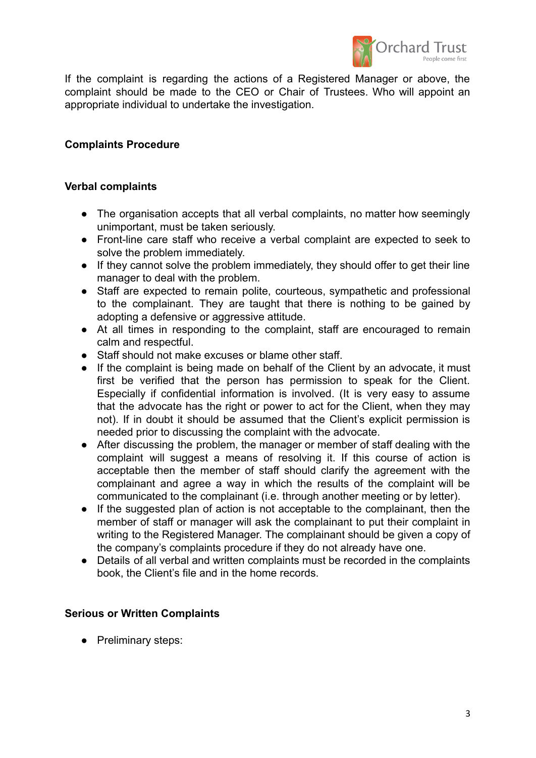If the complaint is regarding the actions of a Registered Manager or above, the complaint should be made to the CEO or Chair of Trustees. Who will appoint an appropriate individual to undertake the investigation.

**Complaints Procedure**

**Verbal complaints**

- The organisation accepts that all verbal complaints, no matter how seemingly unimportant, must be taken seriously.
- Front-line care staff who receive a verbal complaint are expected to seek to solve the problem immediately.
- If they cannot solve the problem immediately, they should offer to get their line manager to deal with the problem.
- Staff are expected to remain polite, courteous, sympathetic and professional to the complainant. They are taught that there is nothing to be gained by adopting a defensive or aggressive attitude.
- At all times in responding to the complaint, staff are encouraged to remain calm and respectful.
- Staff should not make excuses or blame other staff.
- If the complaint is being made on behalf of the Client by an advocate, it must first be verified that the person has permission to speak for the Client. Especially if confidential information is involved. (It is very easy to assume that the advocate has the right or power to act for the Client, when they may not). If in doubt it should be assumed that the Client's explicit permission is needed prior to discussing the complaint with the advocate.
- After discussing the problem, the manager or member of staff dealing with the complaint will suggest a means of resolving it. If this course of action is acceptable then the member of staff should clarify the agreement with the complainant and agree a way in which the results of the complaint will be communicated to the complainant (i.e. through another meeting or by letter).
- If the suggested plan of action is not acceptable to the complainant, then the member of staff or manager will ask the complainant to put their complaint in writing to the Registered Manager. The complainant should be given a copy of the company's complaints procedure if they do not already have one.
- Details of all verbal and written complaints must be recorded in the complaints book, the Client's file and in the home records.

**Serious or Written Complaints**

- Preliminary steps: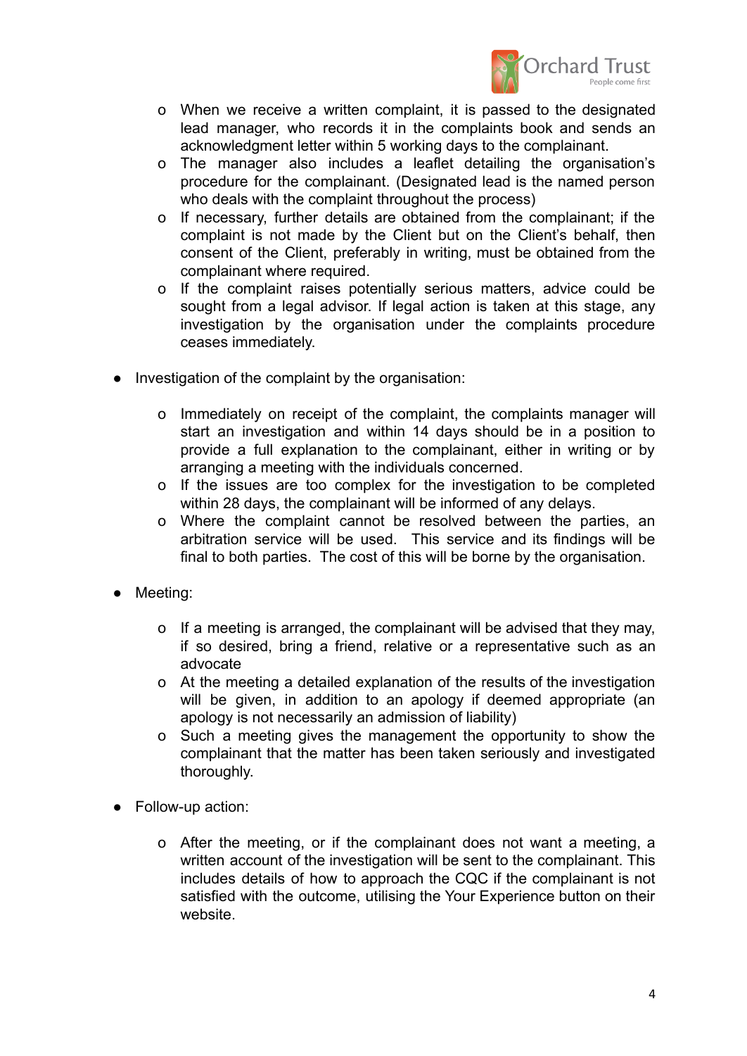- When we receive a written complaint, it is passed to the designated lead manager, who records it in the complaints book and sends an acknowledgment letter within 5 working days to the complainant.
- The manager also includes a leaflet detailing the organisation's procedure for the complainant. (Designated lead is the named person who deals with the complaint throughout the process)
- If necessary, further details are obtained from the complainant; if the complaint is not made by the Client but on the Client's behalf, then consent of the Client, preferably in writing, must be obtained from the complainant where required.
- If the complaint raises potentially serious matters, advice could be sought from a legal advisor. If legal action is taken at this stage, any investigation by the organisation under the complaints procedure ceases immediately.

- Investigation of the complaint by the organisation:
    - Immediately on receipt of the complaint, the complaints manager will start an investigation and within 14 days should be in a position to provide a full explanation to the complainant, either in writing or by arranging a meeting with the individuals concerned.
    - If the issues are too complex for the investigation to be completed within 28 days, the complainant will be informed of any delays.
    - Where the complaint cannot be resolved between the parties, an arbitration service will be used. This service and its findings will be final to both parties. The cost of this will be borne by the organisation.

- Meeting:
    - If a meeting is arranged, the complainant will be advised that they may, if so desired, bring a friend, relative or a representative such as an advocate
    - At the meeting a detailed explanation of the results of the investigation will be given, in addition to an apology if deemed appropriate (an apology is not necessarily an admission of liability)
    - Such a meeting gives the management the opportunity to show the complainant that the matter has been taken seriously and investigated thoroughly.

- Follow-up action:
    - After the meeting, or if the complainant does not want a meeting, a written account of the investigation will be sent to the complainant. This includes details of how to approach the CQC if the complainant is not satisfied with the outcome, utilising the Your Experience button on their website.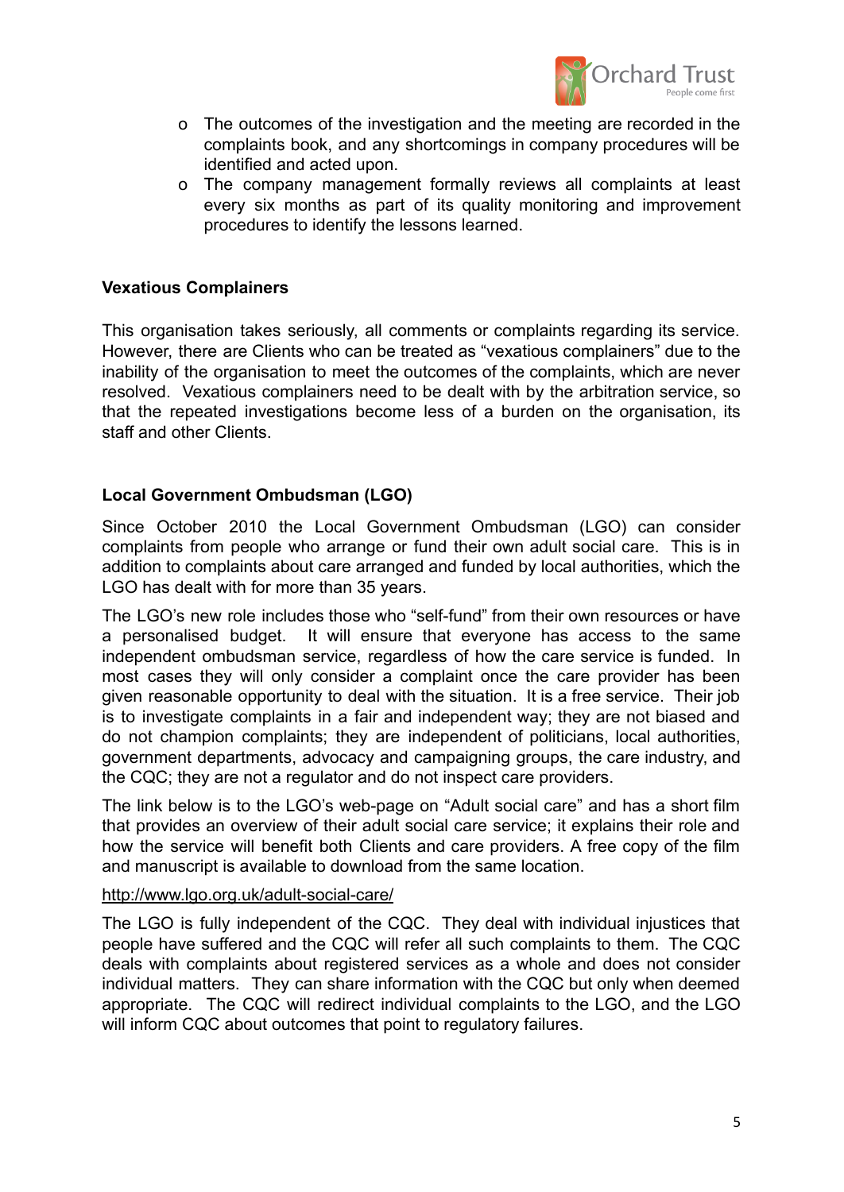- The outcomes of the investigation and the meeting are recorded in the complaints book, and any shortcomings in company procedures will be identified and acted upon.
- The company management formally reviews all complaints at least every six months as part of its quality monitoring and improvement procedures to identify the lessons learned.

**Vexatious Complainers**

This organisation takes seriously, all comments or complaints regarding its service. However, there are Clients who can be treated as "vexatious complainers" due to the inability of the organisation to meet the outcomes of the complaints, which are never resolved. Vexatious complainers need to be dealt with by the arbitration service, so that the repeated investigations become less of a burden on the organisation, its staff and other Clients.

**Local Government Ombudsman (LGO)**

Since October 2010 the Local Government Ombudsman (LGO) can consider complaints from people who arrange or fund their own adult social care. This is in addition to complaints about care arranged and funded by local authorities, which the LGO has dealt with for more than 35 years.

The LGO's new role includes those who "self-fund" from their own resources or have a personalised budget. It will ensure that everyone has access to the same independent ombudsman service, regardless of how the care service is funded. In most cases they will only consider a complaint once the care provider has been given reasonable opportunity to deal with the situation. It is a free service. Their job is to investigate complaints in a fair and independent way; they are not biased and do not champion complaints; they are independent of politicians, local authorities, government departments, advocacy and campaigning groups, the care industry, and the CQC; they are not a regulator and do not inspect care providers.

The link below is to the LGO's web-page on "Adult social care" and has a short film that provides an overview of their adult social care service; it explains their role and how the service will benefit both Clients and care providers. A free copy of the film and manuscript is available to download from the same location.

http://www.lgo.org.uk/adult-social-care/

The LGO is fully independent of the CQC. They deal with individual injustices that people have suffered and the CQC will refer all such complaints to them. The CQC deals with complaints about registered services as a whole and does not consider individual matters. They can share information with the CQC but only when deemed appropriate. The CQC will redirect individual complaints to the LGO, and the LGO will inform CQC about outcomes that point to regulatory failures.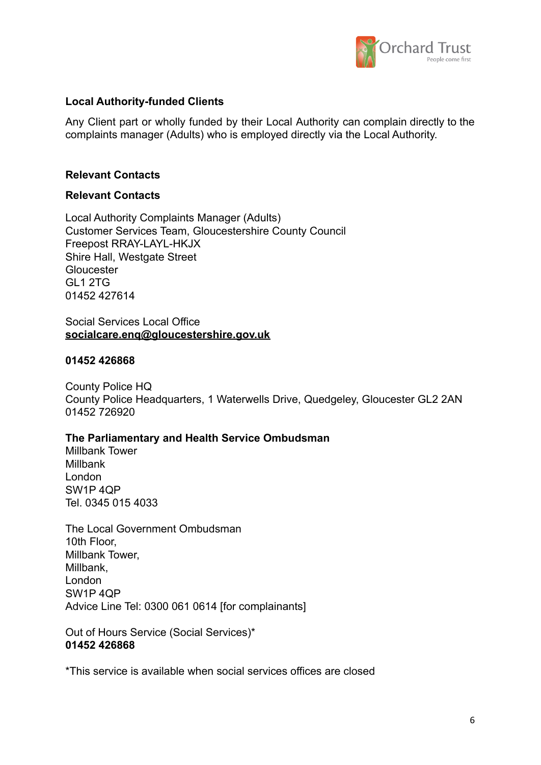**Local Authority-funded Clients**

Any Client part or wholly funded by their Local Authority can complain directly to the complaints manager (Adults) who is employed directly via the Local Authority.

**Relevant Contacts**

**Relevant Contacts**

Local Authority Complaints Manager (Adults)
Customer Services Team, Gloucestershire County Council
Freepost RRAY-LAYL-HKJX
Shire Hall, Westgate Street
Gloucester
GL1 2TG
01452 427614

Social Services Local Office
**socialcare.enq@gloucestershire.gov.uk**

**01452 426868**

County Police HQ
County Police Headquarters, 1 Waterwells Drive, Quedgeley, Gloucester GL2 2AN
01452 726920

**The Parliamentary and Health Service Ombudsman**
Millbank Tower
Millbank
London
SW1P 4QP
Tel. 0345 015 4033

The Local Government Ombudsman
10th Floor,
Millbank Tower,
Millbank,
London
SW1P 4QP
Advice Line Tel: 0300 061 0614 [for complainants]

Out of Hours Service (Social Services)*
**01452 426868**

*This service is available when social services offices are closed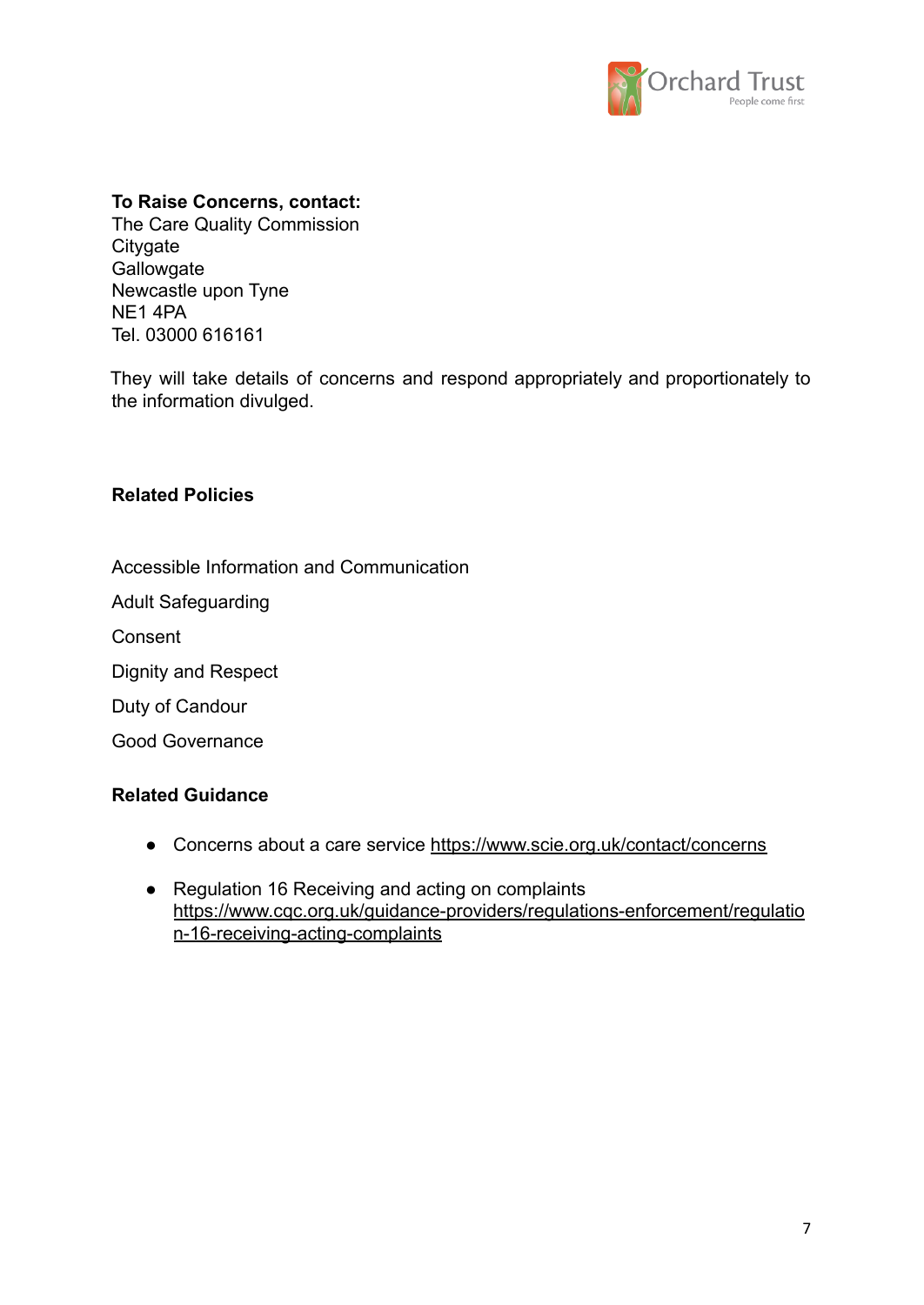**To Raise Concerns, contact:**
The Care Quality Commission
Citygate
Gallowgate
Newcastle upon Tyne
NE1 4PA
Tel. 03000 616161

They will take details of concerns and respond appropriately and proportionately to the information divulged.

**Related Policies**

Accessible Information and Communication

Adult Safeguarding

Consent

Dignity and Respect

Duty of Candour

Good Governance

**Related Guidance**

- Concerns about a care service https://www.scie.org.uk/contact/concerns
- Regulation 16 Receiving and acting on complaints https://www.cqc.org.uk/guidance-providers/regulations-enforcement/regulation-16-receiving-acting-complaints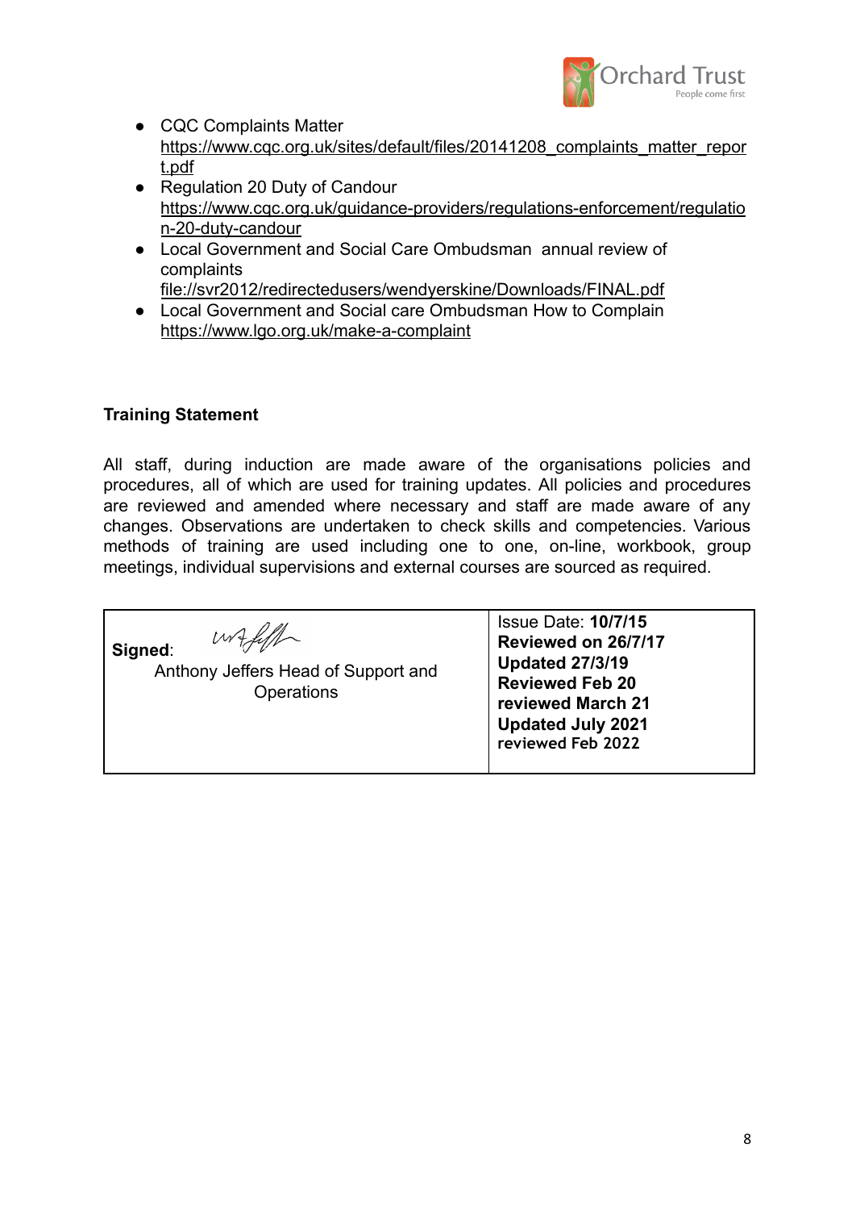- CQC Complaints Matter
  https://www.cqc.org.uk/sites/default/files/20141208_complaints_matter_report.pdf
- Regulation 20 Duty of Candour
  https://www.cqc.org.uk/guidance-providers/regulations-enforcement/regulation-20-duty-candour
- Local Government and Social Care Ombudsman annual review of complaints
  file://svr2012/redirectedusers/wendyerskine/Downloads/FINAL.pdf
- Local Government and Social care Ombudsman How to Complain
  https://www.lgo.org.uk/make-a-complaint

**Training Statement**

All staff, during induction are made aware of the organisations policies and procedures, all of which are used for training updates. All policies and procedures are reviewed and amended where necessary and staff are made aware of any changes. Observations are undertaken to check skills and competencies. Various methods of training are used including one to one, on-line, workbook, group meetings, individual supervisions and external courses are sourced as required.

| | |
|---|---|
| **Signed**: Anthony Jeffers Head of Support and Operations | Issue Date: **10/7/15**<br>**Reviewed on 26/7/17**<br>**Updated 27/3/19**<br>**Reviewed Feb 20**<br>**reviewed March 21**<br>**Updated July 2021**<br>**reviewed Feb 2022** |